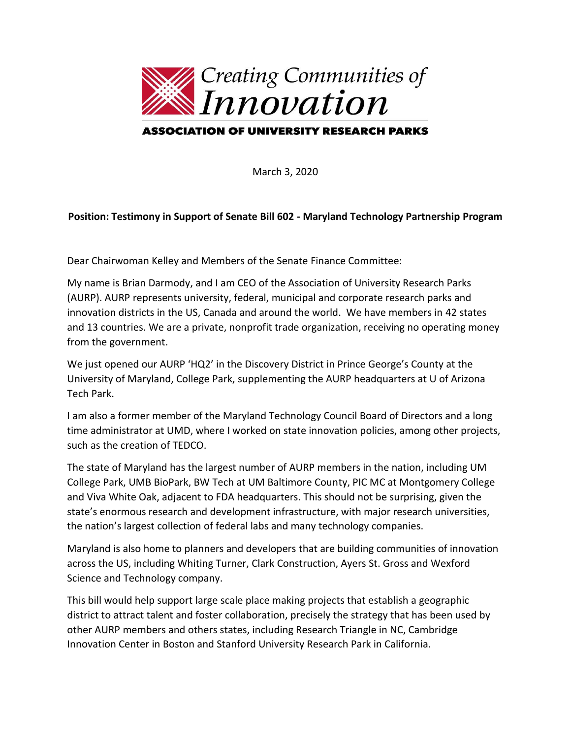Creating Communities of *Innovation*

**ASSOCIATION OF UNIVERSITY RESEARCH PARKS**

March 3, 2020

**Position: Testimony in Support of Senate Bill 602 - Maryland Technology Partnership Program**

Dear Chairwoman Kelley and Members of the Senate Finance Committee:

My name is Brian Darmody, and I am CEO of the Association of University Research Parks (AURP). AURP represents university, federal, municipal and corporate research parks and innovation districts in the US, Canada and around the world. We have members in 42 states and 13 countries. We are a private, nonprofit trade organization, receiving no operating money from the government.

We just opened our AURP 'HQ2' in the Discovery District in Prince George's County at the University of Maryland, College Park, supplementing the AURP headquarters at U of Arizona Tech Park.

I am also a former member of the Maryland Technology Council Board of Directors and a long time administrator at UMD, where I worked on state innovation policies, among other projects, such as the creation of TEDCO.

The state of Maryland has the largest number of AURP members in the nation, including UM College Park, UMB BioPark, BW Tech at UM Baltimore County, PIC MC at Montgomery College and Viva White Oak, adjacent to FDA headquarters. This should not be surprising, given the state's enormous research and development infrastructure, with major research universities, the nation's largest collection of federal labs and many technology companies.

Maryland is also home to planners and developers that are building communities of innovation across the US, including Whiting Turner, Clark Construction, Ayers St. Gross and Wexford Science and Technology company.

This bill would help support large scale place making projects that establish a geographic district to attract talent and foster collaboration, precisely the strategy that has been used by other AURP members and others states, including Research Triangle in NC, Cambridge Innovation Center in Boston and Stanford University Research Park in California.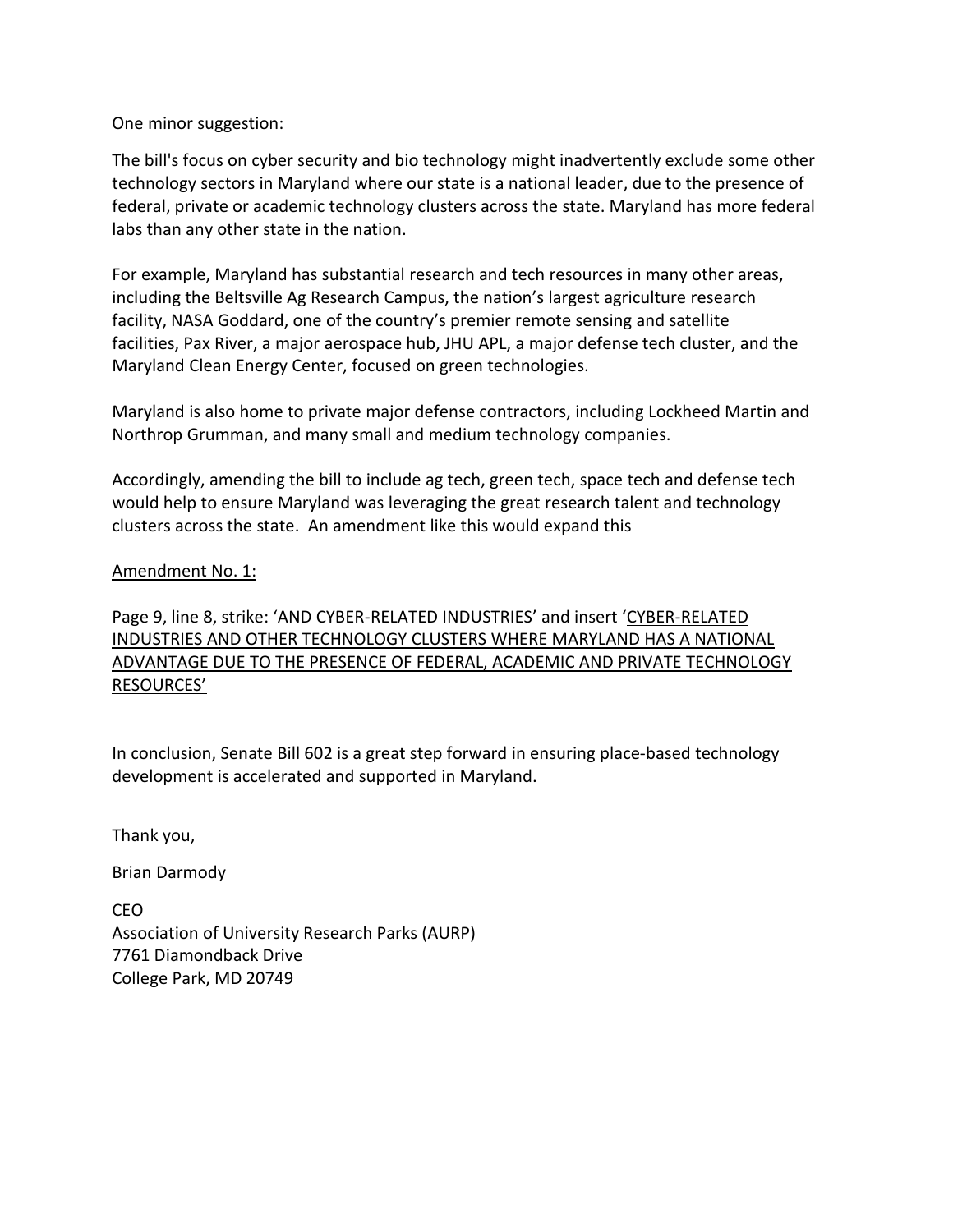One minor suggestion:

The bill's focus on cyber security and bio technology might inadvertently exclude some other technology sectors in Maryland where our state is a national leader, due to the presence of federal, private or academic technology clusters across the state. Maryland has more federal labs than any other state in the nation.

For example, Maryland has substantial research and tech resources in many other areas, including the Beltsville Ag Research Campus, the nation's largest agriculture research facility, NASA Goddard, one of the country's premier remote sensing and satellite facilities, Pax River, a major aerospace hub, JHU APL, a major defense tech cluster, and the Maryland Clean Energy Center, focused on green technologies.

Maryland is also home to private major defense contractors, including Lockheed Martin and Northrop Grumman, and many small and medium technology companies.

Accordingly, amending the bill to include ag tech, green tech, space tech and defense tech would help to ensure Maryland was leveraging the great research talent and technology clusters across the state. An amendment like this would expand this

<u>Amendment No. 1:</u>

Page 9, line 8, strike: 'AND CYBER-RELATED INDUSTRIES' and insert '<u>CYBER-RELATED INDUSTRIES AND OTHER TECHNOLOGY CLUSTERS WHERE MARYLAND HAS A NATIONAL ADVANTAGE DUE TO THE PRESENCE OF FEDERAL, ACADEMIC AND PRIVATE TECHNOLOGY RESOURCES</u>'

In conclusion, Senate Bill 602 is a great step forward in ensuring place-based technology development is accelerated and supported in Maryland.

Thank you,

Brian Darmody

CEO
Association of University Research Parks (AURP)
7761 Diamondback Drive
College Park, MD 20749